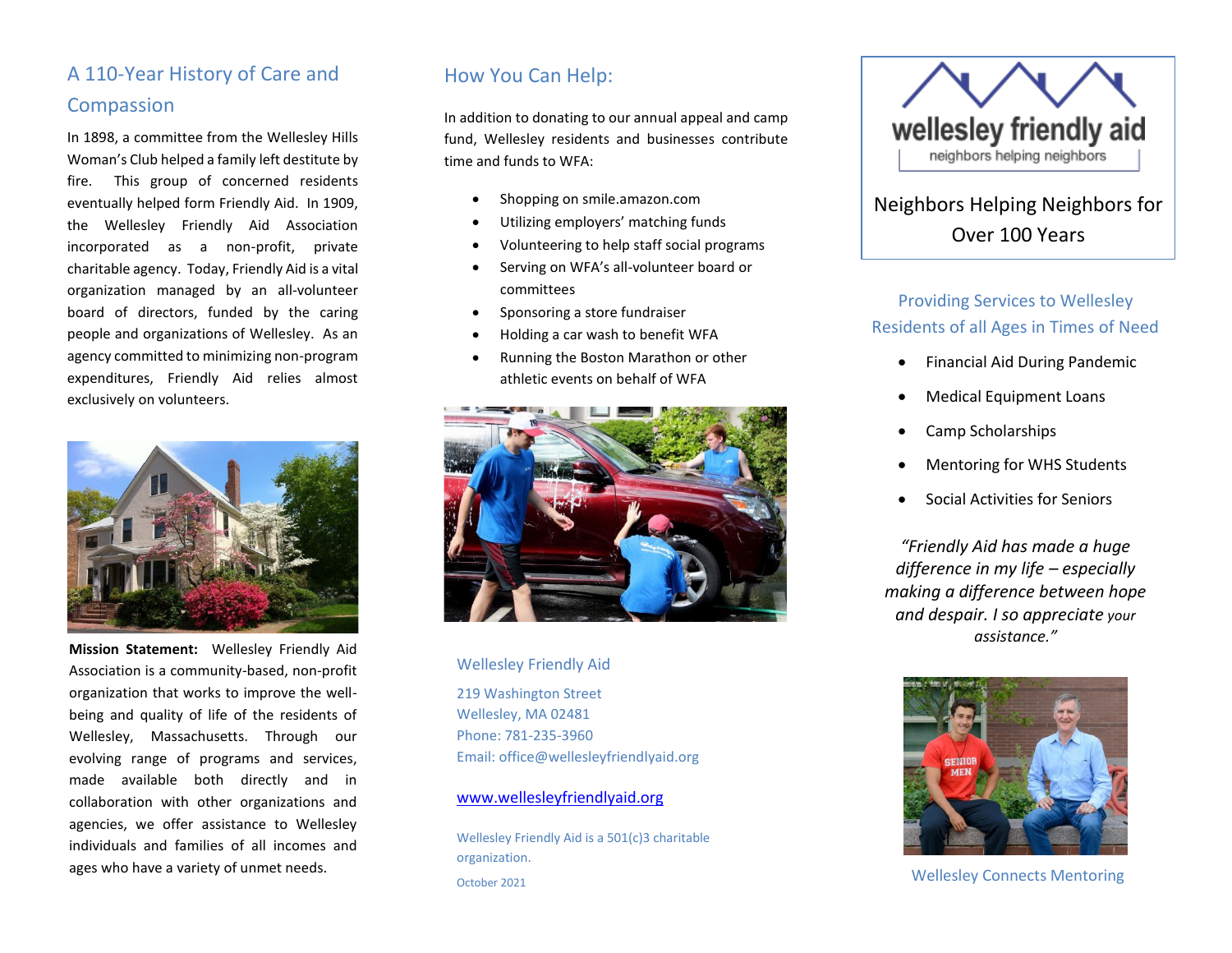## A 110-Year History of Care and Compassion

In 1898, a committee from the Wellesley Hills Woman's Club helped a family left destitute by fire. This group of concerned residents eventually helped form Friendly Aid. In 1909, the Wellesley Friendly Aid Association incorporated as a non-profit, private charitable agency. Today, Friendly Aid is a vital organization managed by an all-volunteer board of directors, funded by the caring people and organizations of Wellesley. As an agency committed to minimizing non-program expenditures, Friendly Aid relies almost exclusively on volunteers.

**Mission Statement:** Wellesley Friendly Aid Association is a community-based, non-profit organization that works to improve the well-being and quality of life of the residents of Wellesley, Massachusetts. Through our evolving range of programs and services, made available both directly and in collaboration with other organizations and agencies, we offer assistance to Wellesley individuals and families of all incomes and ages who have a variety of unmet needs.

## How You Can Help:

In addition to donating to our annual appeal and camp fund, Wellesley residents and businesses contribute time and funds to WFA:

- Shopping on smile.amazon.com
- Utilizing employers' matching funds
- Volunteering to help staff social programs
- Serving on WFA's all-volunteer board or committees
- Sponsoring a store fundraiser
- Holding a car wash to benefit WFA
- Running the Boston Marathon or other athletic events on behalf of WFA

Wellesley Friendly Aid

219 Washington Street
Wellesley, MA 02481
Phone: 781-235-3960
Email: office@wellesleyfriendlyaid.org

www.wellesleyfriendlyaid.org

Wellesley Friendly Aid is a 501(c)3 charitable organization.

October 2021

wellesley friendly aid
neighbors helping neighbors

Neighbors Helping Neighbors for Over 100 Years

### Providing Services to Wellesley Residents of all Ages in Times of Need

- Financial Aid During Pandemic
- Medical Equipment Loans
- Camp Scholarships
- Mentoring for WHS Students
- Social Activities for Seniors

*"Friendly Aid has made a huge difference in my life – especially making a difference between hope and despair. I so appreciate your assistance."*

Wellesley Connects Mentoring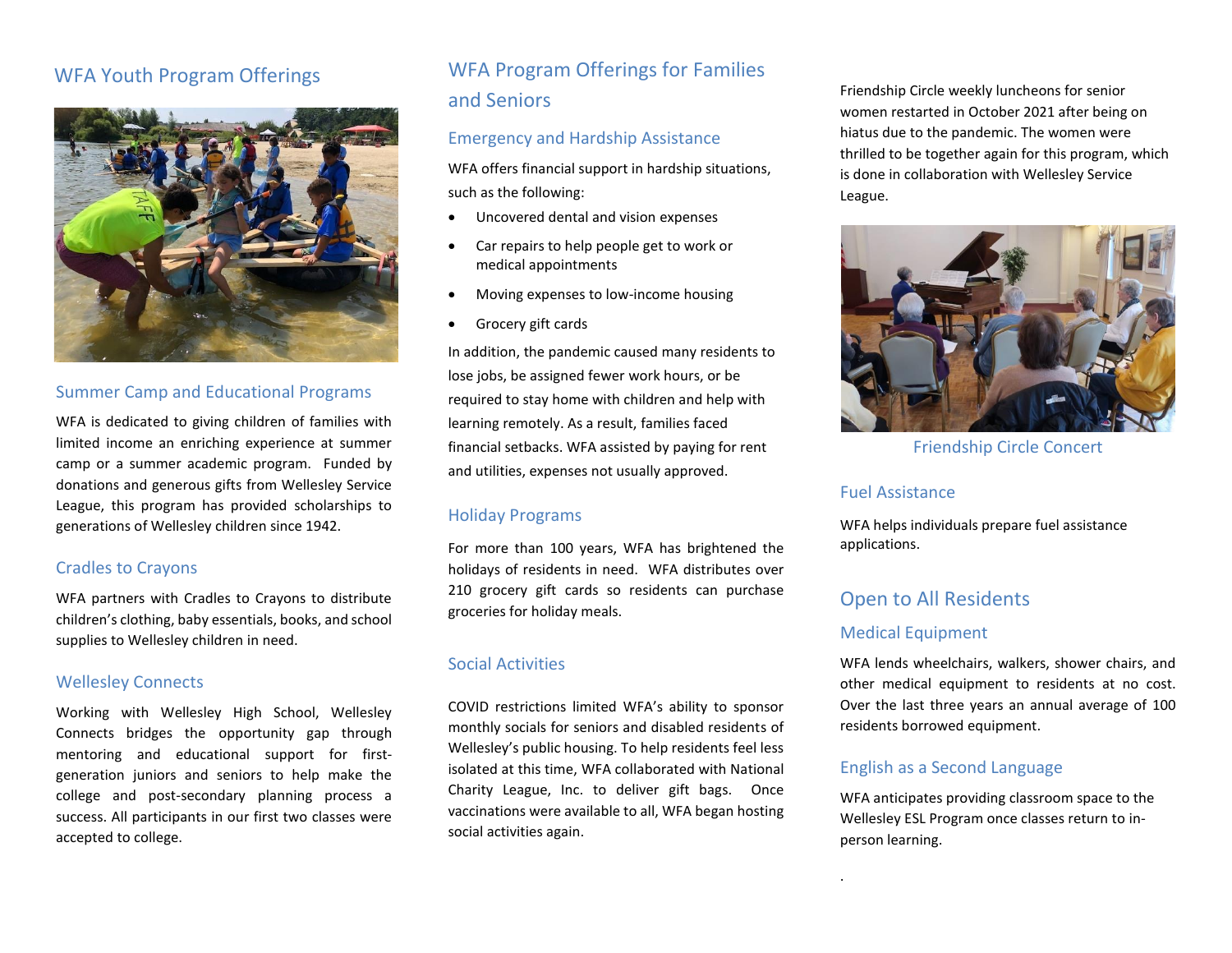## WFA Youth Program Offerings

### Summer Camp and Educational Programs

WFA is dedicated to giving children of families with limited income an enriching experience at summer camp or a summer academic program. Funded by donations and generous gifts from Wellesley Service League, this program has provided scholarships to generations of Wellesley children since 1942.

### Cradles to Crayons

WFA partners with Cradles to Crayons to distribute children's clothing, baby essentials, books, and school supplies to Wellesley children in need.

### Wellesley Connects

Working with Wellesley High School, Wellesley Connects bridges the opportunity gap through mentoring and educational support for first-generation juniors and seniors to help make the college and post-secondary planning process a success. All participants in our first two classes were accepted to college.

## WFA Program Offerings for Families and Seniors

### Emergency and Hardship Assistance

WFA offers financial support in hardship situations, such as the following:

- Uncovered dental and vision expenses
- Car repairs to help people get to work or medical appointments
- Moving expenses to low-income housing
- Grocery gift cards

In addition, the pandemic caused many residents to lose jobs, be assigned fewer work hours, or be required to stay home with children and help with learning remotely. As a result, families faced financial setbacks. WFA assisted by paying for rent and utilities, expenses not usually approved.

### Holiday Programs

For more than 100 years, WFA has brightened the holidays of residents in need. WFA distributes over 210 grocery gift cards so residents can purchase groceries for holiday meals.

### Social Activities

COVID restrictions limited WFA's ability to sponsor monthly socials for seniors and disabled residents of Wellesley's public housing. To help residents feel less isolated at this time, WFA collaborated with National Charity League, Inc. to deliver gift bags. Once vaccinations were available to all, WFA began hosting social activities again.

Friendship Circle weekly luncheons for senior women restarted in October 2021 after being on hiatus due to the pandemic. The women were thrilled to be together again for this program, which is done in collaboration with Wellesley Service League.

Friendship Circle Concert

### Fuel Assistance

WFA helps individuals prepare fuel assistance applications.

## Open to All Residents

### Medical Equipment

WFA lends wheelchairs, walkers, shower chairs, and other medical equipment to residents at no cost. Over the last three years an annual average of 100 residents borrowed equipment.

### English as a Second Language

WFA anticipates providing classroom space to the Wellesley ESL Program once classes return to in-person learning.